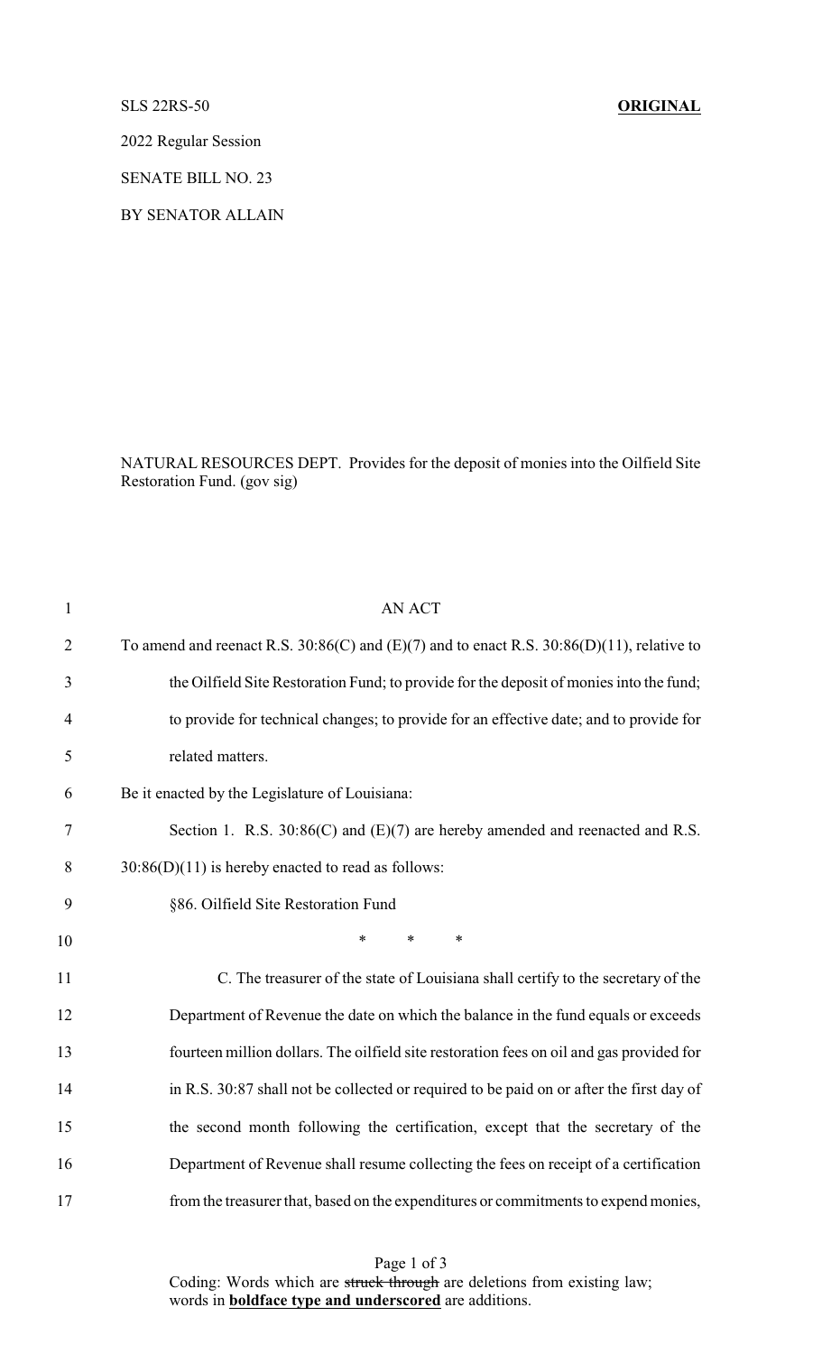SLS 22RS-50 **ORIGINAL**

2022 Regular Session

SENATE BILL NO. 23

BY SENATOR ALLAIN

NATURAL RESOURCES DEPT. Provides for the deposit of monies into the Oilfield Site Restoration Fund. (gov sig)

AN ACT

To amend and reenact R.S. 30:86(C) and (E)(7) and to enact R.S. 30:86(D)(11), relative to the Oilfield Site Restoration Fund; to provide for the deposit of monies into the fund; to provide for technical changes; to provide for an effective date; and to provide for related matters.

Be it enacted by the Legislature of Louisiana:

Section 1. R.S. 30:86(C) and (E)(7) are hereby amended and reenacted and R.S. 30:86(D)(11) is hereby enacted to read as follows:

§86. Oilfield Site Restoration Fund

\* \* \*

C. The treasurer of the state of Louisiana shall certify to the secretary of the Department of Revenue the date on which the balance in the fund equals or exceeds fourteen million dollars. The oilfield site restoration fees on oil and gas provided for in R.S. 30:87 shall not be collected or required to be paid on or after the first day of the second month following the certification, except that the secretary of the Department of Revenue shall resume collecting the fees on receipt of a certification from the treasurer that, based on the expenditures or commitments to expend monies,

Coding: Words which are ~~struck through~~ are deletions from existing law; words in **boldface type and underscored** are additions.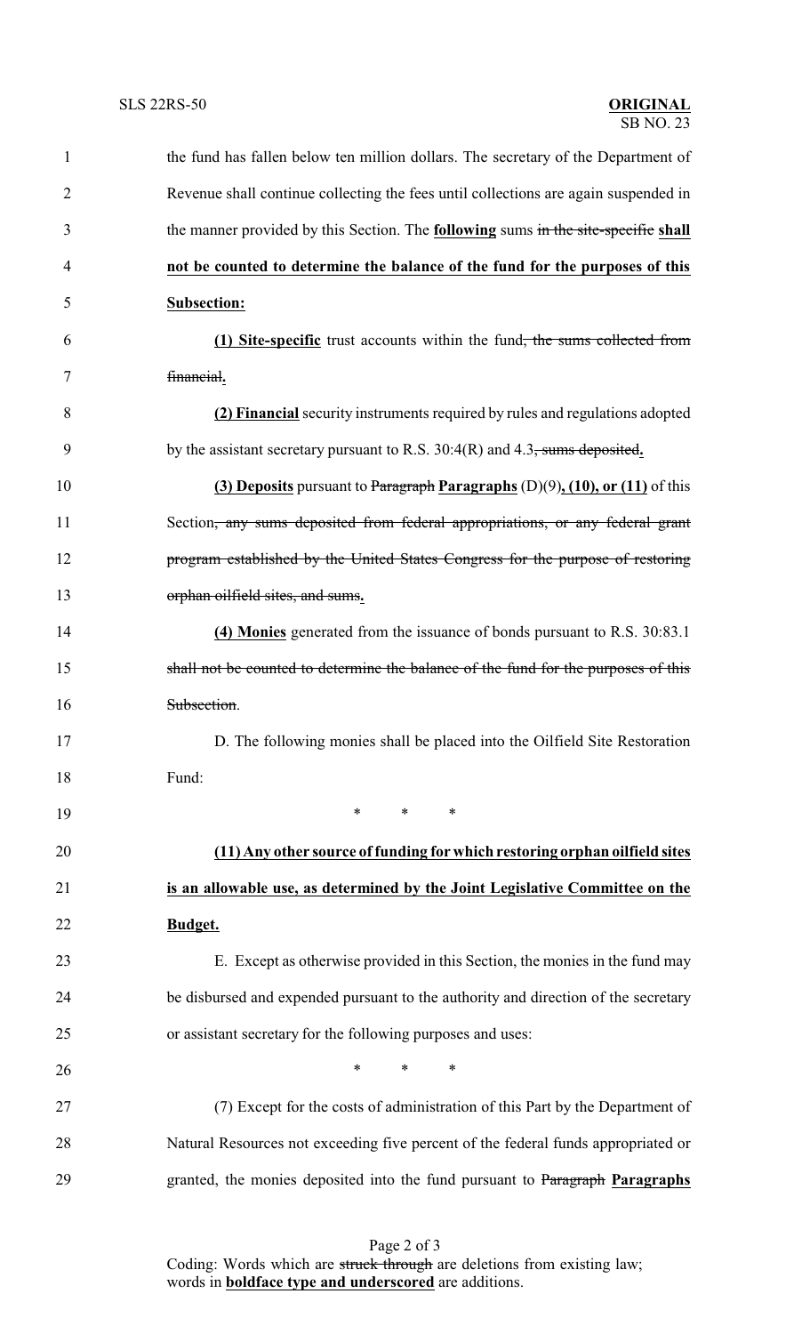the fund has fallen below ten million dollars. The secretary of the Department of Revenue shall continue collecting the fees until collections are again suspended in the manner provided by this Section. The **following** sums ~~in the site-specific~~ **shall not be counted to determine the balance of the fund for the purposes of this Subsection:**

**(1) Site-specific** trust accounts within the fund~~, the sums collected from financial~~**.**

**(2) Financial** security instruments required by rules and regulations adopted by the assistant secretary pursuant to R.S. 30:4(R) and 4.3~~, sums deposited~~**.**

**(3) Deposits** pursuant to ~~Paragraph~~ **Paragraphs** (D)(9)**, (10), or (11)** of this Section~~, any sums deposited from federal appropriations, or any federal grant program established by the United States Congress for the purpose of restoring orphan oilfield sites, and sums~~**.**

**(4) Monies** generated from the issuance of bonds pursuant to R.S. 30:83.1 ~~shall not be counted to determine the balance of the fund for the purposes of this Subsection~~.

D. The following monies shall be placed into the Oilfield Site Restoration Fund:

\* \* \*

**(11) Any other source of funding for which restoring orphan oilfield sites is an allowable use, as determined by the Joint Legislative Committee on the Budget.**

E. Except as otherwise provided in this Section, the monies in the fund may be disbursed and expended pursuant to the authority and direction of the secretary or assistant secretary for the following purposes and uses:

\* \* \*

(7) Except for the costs of administration of this Part by the Department of Natural Resources not exceeding five percent of the federal funds appropriated or granted, the monies deposited into the fund pursuant to ~~Paragraph~~ **Paragraphs**

Coding: Words which are ~~struck through~~ are deletions from existing law; words in **boldface type and underscored** are additions.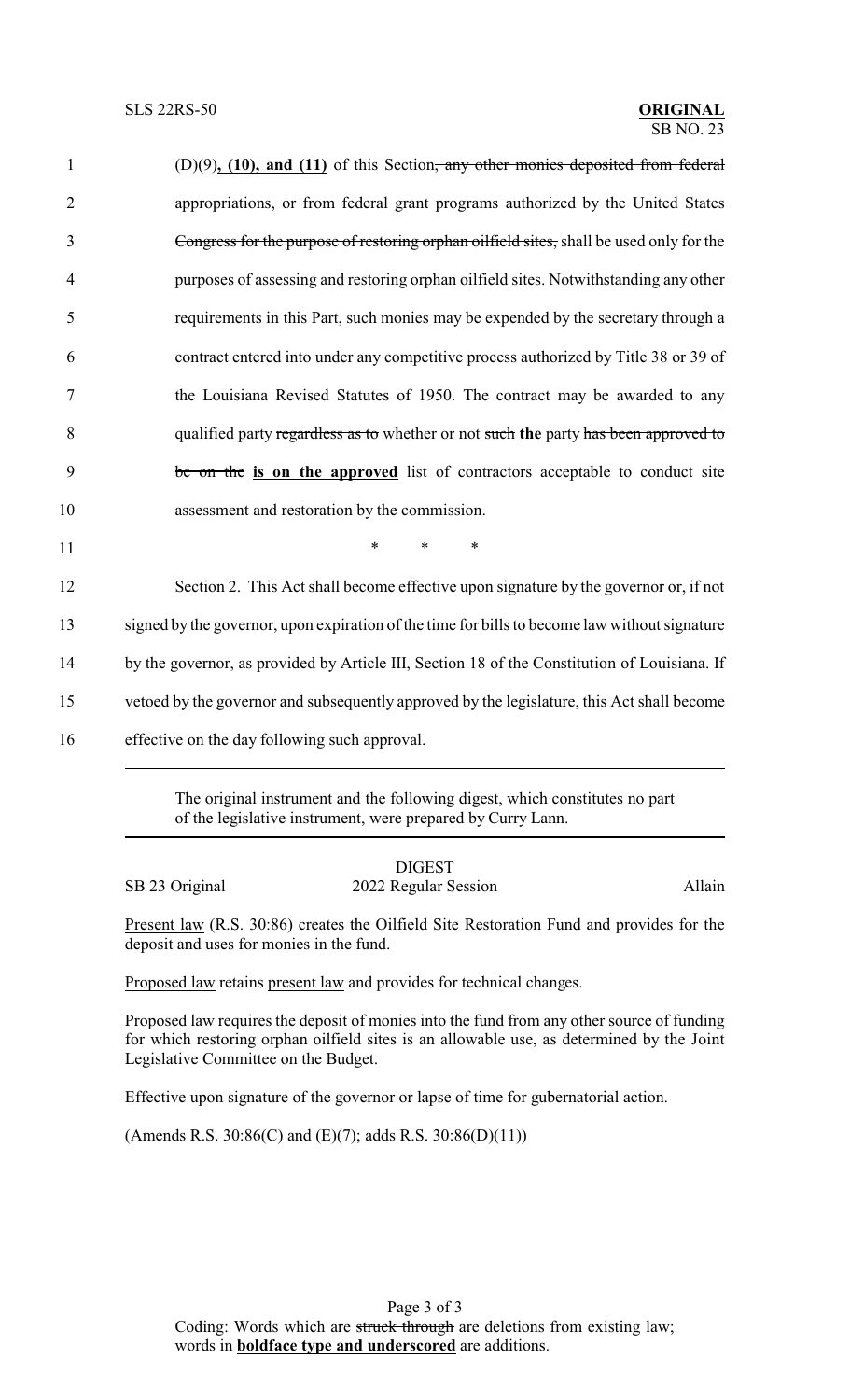(D)(9)**, (10), and (11)** of this Section~~, any other monies deposited from federal appropriations, or from federal grant programs authorized by the United States Congress for the purpose of restoring orphan oilfield sites,~~ shall be used only for the purposes of assessing and restoring orphan oilfield sites. Notwithstanding any other requirements in this Part, such monies may be expended by the secretary through a contract entered into under any competitive process authorized by Title 38 or 39 of the Louisiana Revised Statutes of 1950. The contract may be awarded to any qualified party ~~regardless as to~~ whether or not ~~such~~ **the** party ~~has been approved to be on the~~ **is on the approved** list of contractors acceptable to conduct site assessment and restoration by the commission.

\* \* \*

Section 2. This Act shall become effective upon signature by the governor or, if not signed by the governor, upon expiration of the time for bills to become law without signature by the governor, as provided by Article III, Section 18 of the Constitution of Louisiana. If vetoed by the governor and subsequently approved by the legislature, this Act shall become effective on the day following such approval.

---

The original instrument and the following digest, which constitutes no part of the legislative instrument, were prepared by Curry Lann.

---

DIGEST

SB 23 Original — 2022 Regular Session — Allain

Present law (R.S. 30:86) creates the Oilfield Site Restoration Fund and provides for the deposit and uses for monies in the fund.

Proposed law retains present law and provides for technical changes.

Proposed law requires the deposit of monies into the fund from any other source of funding for which restoring orphan oilfield sites is an allowable use, as determined by the Joint Legislative Committee on the Budget.

Effective upon signature of the governor or lapse of time for gubernatorial action.

(Amends R.S. 30:86(C) and (E)(7); adds R.S. 30:86(D)(11))

Coding: Words which are ~~struck through~~ are deletions from existing law; words in **boldface type and underscored** are additions.